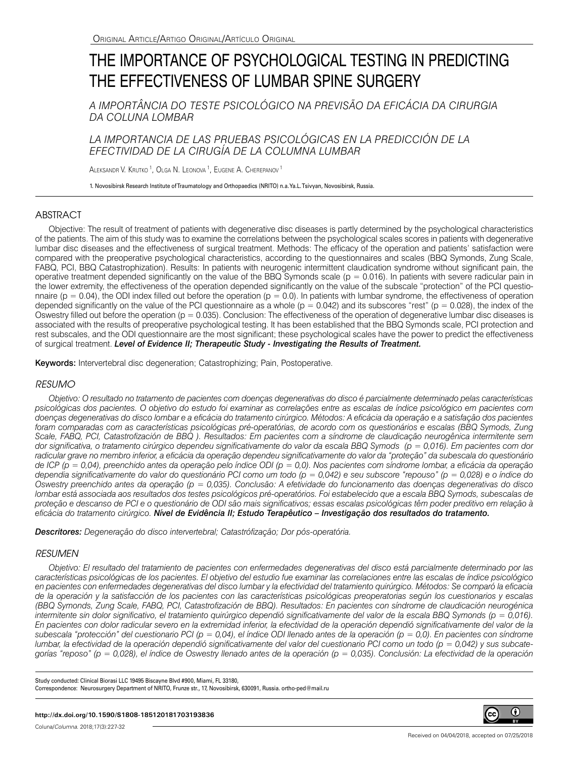Original Article/Artigo Original/Artículo Original

# THE IMPORTANCE OF PSYCHOLOGICAL TESTING IN PREDICTING THE EFFECTIVENESS OF LUMBAR SPINE SURGERY

*A IMPORTÂNCIA DO TESTE PSICOLÓGICO NA PREVISÃO DA EFICÁCIA DA CIRURGIA DA COLUNA LOMBAR*

*LA IMPORTANCIA DE LAS PRUEBAS PSICOLÓGICAS EN LA PREDICCIÓN DE LA EFECTIVIDAD DE LA CIRUGÍA DE LA COLUMNA LUMBAR*

Aleksandr V. Krutko [1], Olga N. Leonova [1], Eugene A. Cherepanov [1]

1. Novosibirsk Research Institute of Traumatology and Orthopaedics (NRITO) n.a. Ya.L. Tsivyan, Novosibirsk, Russia.

## ABSTRACT

Objective: The result of treatment of patients with degenerative disc diseases is partly determined by the psychological characteristics of the patients. The aim of this study was to examine the correlations between the psychological scales scores in patients with degenerative lumbar disc diseases and the effectiveness of surgical treatment. Methods: The efficacy of the operation and patients' satisfaction were compared with the preoperative psychological characteristics, according to the questionnaires and scales (BBQ Symonds, Zung Scale, FABQ, PCI, BBQ Catastrophization). Results: In patients with neurogenic intermittent claudication syndrome without significant pain, the operative treatment depended significantly on the value of the BBQ Symonds scale ($p = 0.016$). In patients with severe radicular pain in the lower extremity, the effectiveness of the operation depended significantly on the value of the subscale "protection" of the PCI questionnaire ($p = 0.04$), the ODI index filled out before the operation ($p = 0.0$). In patients with lumbar syndrome, the effectiveness of operation depended significantly on the value of the PCI questionnaire as a whole ($p = 0.042$) and its subscores "rest" ($p = 0.028$), the index of the Oswestry filled out before the operation ($p = 0.035$). Conclusion: The effectiveness of the operation of degenerative lumbar disc diseases is associated with the results of preoperative psychological testing. It has been established that the BBQ Symonds scale, PCI protection and rest subscales, and the ODI questionnaire are the most significant; these psychological scales have the power to predict the effectiveness of surgical treatment. ***Level of Evidence II; Therapeutic Study - Investigating the Results of Treatment.***

**Keywords:** Intervertebral disc degeneration; Catastrophizing; Pain, Postoperative.

## RESUMO

*Objetivo: O resultado no tratamento de pacientes com doenças degenerativas do disco é parcialmente determinado pelas características psicológicas dos pacientes. O objetivo do estudo foi examinar as correlações entre as escalas de índice psicológico em pacientes com doenças degenerativas do disco lombar e a eficácia do tratamento cirúrgico. Métodos: A eficácia da operação e a satisfação dos pacientes foram comparadas com as características psicológicas pré-operatórias, de acordo com os questionários e escalas (BBQ Symods, Zung Scale, FABQ, PCI, Catastrofización de BBQ ). Resultados: Em pacientes com a síndrome de claudicação neurogênica intermitente sem dor significativa, o tratamento cirúrgico dependeu significativamente do valor da escala BBQ Symods ($p = 0,016$). Em pacientes com dor radicular grave no membro inferior, a eficácia da operação dependeu significativamente do valor da "proteção" da subescala do questionário de ICP ($p = 0,04$), preenchido antes da operação pelo índice ODI ($p = 0,0$). Nos pacientes com síndrome lombar, a eficácia da operação dependia significativamente do valor do questionário PCI como um todo ($p = 0,042$) e seu subscore "repouso" ($p = 0,028$) e o índice do Oswestry preenchido antes da operação ($p = 0,035$). Conclusão: A efetividade do funcionamento das doenças degenerativas do disco lombar está associada aos resultados dos testes psicológicos pré-operatórios. Foi estabelecido que a escala BBQ Symods, subescalas de proteção e descanso de PCI e o questionário de ODI são mais significativos; essas escalas psicológicas têm poder preditivo em relação à eficácia do tratamento cirúrgico.* ***Nível de Evidência II; Estudo Terapêutico – Investigação dos resultados do tratamento.***

***Descritores:*** *Degeneração do disco intervertebral; Catastrófização; Dor pós-operatória.*

## RESUMEN

*Objetivo: El resultado del tratamiento de pacientes con enfermedades degenerativas del disco está parcialmente determinado por las características psicológicas de los pacientes. El objetivo del estudio fue examinar las correlaciones entre las escalas de índice psicológico en pacientes con enfermedades degenerativas del disco lumbar y la efectividad del tratamiento quirúrgico. Métodos: Se comparó la eficacia de la operación y la satisfacción de los pacientes con las características psicológicas preoperatorias según los cuestionarios y escalas (BBQ Symonds, Zung Scale, FABQ, PCI, Catastrofización de BBQ). Resultados: En pacientes con síndrome de claudicación neurogénica intermitente sin dolor significativo, el tratamiento quirúrgico dependió significativamente del valor de la escala BBQ Symonds ($p = 0,016$). En pacientes con dolor radicular severo en la extremidad inferior, la efectividad de la operación dependió significativamente del valor de la subescala "protección" del cuestionario PCI ($p = 0,04$), el índice ODI llenado antes de la operación ($p = 0,0$). En pacientes con síndrome lumbar, la efectividad de la operación dependió significativamente del valor del cuestionario PCI como un todo ($p = 0,042$) y sus subcategorías "reposo" ($p = 0,028$), el índice de Oswestry llenado antes de la operación ($p = 0,035$). Conclusión: La efectividad de la operación*

Study conducted: Clinical Biorasi LLC 19495 Biscayne Blvd #900, Miami, FL 33180,
Correspondence: Neurosurgery Department of NRITO, Frunze str., 17, Novosibirsk, 630091, Russia. ortho-ped@mail.ru

**http://dx.doi.org/10.1590/S1808-185120181703193836**

Received on 04/04/2018, accepted on 07/25/2018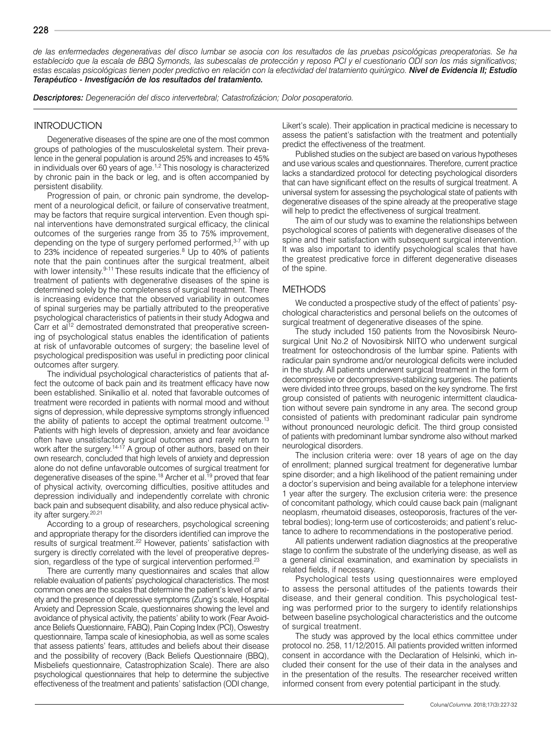*de las enfermedades degenerativas del disco lumbar se asocia con los resultados de las pruebas psicológicas preoperatorias. Se ha establecido que la escala de BBQ Symonds, las subescalas de protección y reposo PCI y el cuestionario ODI son los más significativos; estas escalas psicológicas tienen poder predictivo en relación con la efectividad del tratamiento quirúrgico.* ***Nivel de Evidencia II; Estudio Terapéutico - Investigación de los resultados del tratamiento.***

***Descriptores:*** *Degeneración del disco intervertebral; Catastrofizácion; Dolor posoperatorio.*

## INTRODUCTION

Degenerative diseases of the spine are one of the most common groups of pathologies of the musculoskeletal system. Their prevalence in the general population is around 25% and increases to 45% in individuals over 60 years of age.[1,2] This nosology is characterized by chronic pain in the back or leg, and is often accompanied by persistent disability.

Progression of pain, or chronic pain syndrome, the development of a neurological deficit, or failure of conservative treatment, may be factors that require surgical intervention. Even though spinal interventions have demonstrated surgical efficacy, the clinical outcomes of the surgeries range from 35 to 75% improvement, depending on the type of surgery perfomed performed,[3-7] with up to 23% incidence of repeated surgeries.[8] Up to 40% of patients note that the pain continues after the surgical treatment, albeit with lower intensity.[9-11] These results indicate that the efficiency of treatment of patients with degenerative diseases of the spine is determined solely by the completeness of surgical treatment. There is increasing evidence that the observed variability in outcomes of spinal surgeries may be partially attributed to the preoperative psychological characteristics of patients in their study Adogwa and Carr et al[12] demostrated demonstrated that preoperative screening of psychological status enables the identification of patients at risk of unfavorable outcomes of surgery; the baseline level of psychological predisposition was useful in predicting poor clinical outcomes after surgery.

The individual psychological characteristics of patients that affect the outcome of back pain and its treatment efficacy have now been established. Sinikallio et al. noted that favorable outcomes of treatment were recorded in patients with normal mood and without signs of depression, while depressive symptoms strongly influenced the ability of patients to accept the optimal treatment outcome.[13] Patients with high levels of depression, anxiety and fear avoidance often have unsatisfactory surgical outcomes and rarely return to work after the surgery.[14-17] A group of other authors, based on their own research, concluded that high levels of anxiety and depression alone do not define unfavorable outcomes of surgical treatment for degenerative diseases of the spine.[18] Archer et al.[19] proved that fear of physical activity, overcoming difficulties, positive attitudes and depression individually and independently correlate with chronic back pain and subsequent disability, and also reduce physical activity after surgery.[20,21]

According to a group of researchers, psychological screening and appropriate therapy for the disorders identified can improve the results of surgical treatment.[22] However, patients' satisfaction with surgery is directly correlated with the level of preoperative depression, regardless of the type of surgical intervention performed.[23]

There are currently many questionnaires and scales that allow reliable evaluation of patients' psychological characteristics. The most common ones are the scales that determine the patient's level of anxiety and the presence of depressive symptoms (Zung's scale, Hospital Anxiety and Depression Scale, questionnaires showing the level and avoidance of physical activity, the patients' ability to work (Fear Avoidance Beliefs Questionnaire, FABQ), Pain Coping Index (PCI), Oswestry questionnaire, Tampa scale of kinesiophobia, as well as some scales that assess patients' fears, attitudes and beliefs about their disease and the possibility of recovery (Back Beliefs Questionnaire (BBQ), Misbeliefs questionnaire, Catastrophization Scale). There are also psychological questionnaires that help to determine the subjective effectiveness of the treatment and patients' satisfaction (ODI change, Likert's scale). Their application in practical medicine is necessary to assess the patient's satisfaction with the treatment and potentially predict the effectiveness of the treatment.

Published studies on the subject are based on various hypotheses and use various scales and questionnaires. Therefore, current practice lacks a standardized protocol for detecting psychological disorders that can have significant effect on the results of surgical treatment. A universal system for assessing the psychological state of patients with degenerative diseases of the spine already at the preoperative stage will help to predict the effectiveness of surgical treatment.

The aim of our study was to examine the relationships between psychological scores of patients with degenerative diseases of the spine and their satisfaction with subsequent surgical intervention. It was also important to identify psychological scales that have the greatest predicative force in different degenerative diseases of the spine.

## METHODS

We conducted a prospective study of the effect of patients' psychological characteristics and personal beliefs on the outcomes of surgical treatment of degenerative diseases of the spine.

The study included 150 patients from the Novosibirsk Neurosurgical Unit No.2 of Novosibirsk NIITO who underwent surgical treatment for osteochondrosis of the lumbar spine. Patients with radicular pain syndrome and/or neurological deficits were included in the study. All patients underwent surgical treatment in the form of decompressive or decompressive-stabilizing surgeries. The patients were divided into three groups, based on the key syndrome. The first group consisted of patients with neurogenic intermittent claudication without severe pain syndrome in any area. The second group consisted of patients with predominant radicular pain syndrome without pronounced neurologic deficit. The third group consisted of patients with predominant lumbar syndrome also without marked neurological disorders.

The inclusion criteria were: over 18 years of age on the day of enrollment; planned surgical treatment for degenerative lumbar spine disorder; and a high likelihood of the patient remaining under a doctor's supervision and being available for a telephone interview 1 year after the surgery. The exclusion criteria were: the presence of concomitant pathology, which could cause back pain (malignant neoplasm, rheumatoid diseases, osteoporosis, fractures of the vertebral bodies); long-term use of corticosteroids; and patient's reluctance to adhere to recommendations in the postoperative period.

All patients underwent radiation diagnostics at the preoperative stage to confirm the substrate of the underlying disease, as well as a general clinical examination, and examination by specialists in related fields, if necessary.

Psychological tests using questionnaires were employed to assess the personal attitudes of the patients towards their disease, and their general condition. This psychological testing was performed prior to the surgery to identify relationships between baseline psychological characteristics and the outcome of surgical treatment.

The study was approved by the local ethics committee under protocol no. 258, 11/12/2015. All patients provided written informed consent in accordance with the Declaration of Helsinki, which included their consent for the use of their data in the analyses and in the presentation of the results. The researcher received written informed consent from every potential participant in the study.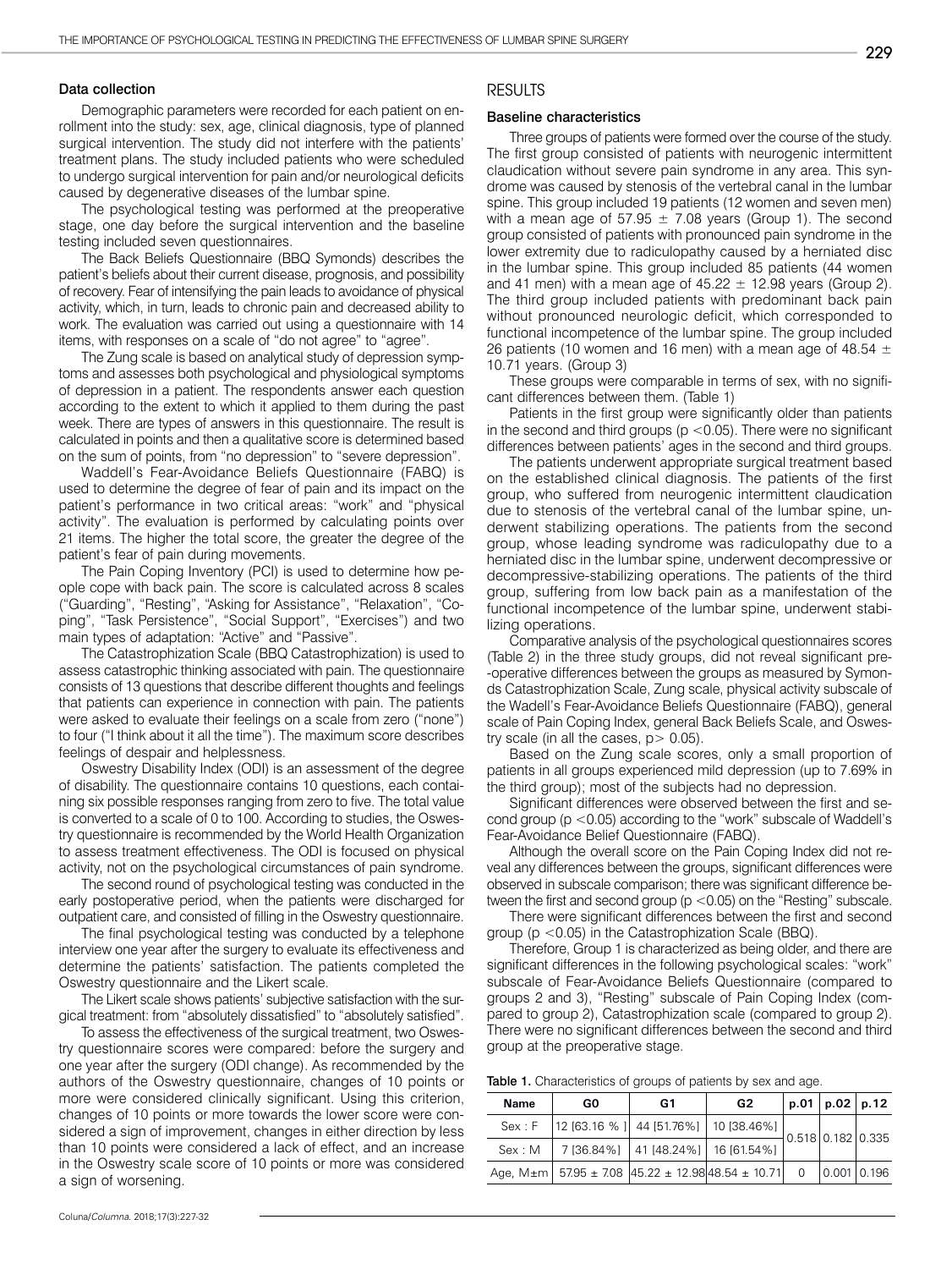### Data collection

Demographic parameters were recorded for each patient on enrollment into the study: sex, age, clinical diagnosis, type of planned surgical intervention. The study did not interfere with the patients' treatment plans. The study included patients who were scheduled to undergo surgical intervention for pain and/or neurological deficits caused by degenerative diseases of the lumbar spine.

The psychological testing was performed at the preoperative stage, one day before the surgical intervention and the baseline testing included seven questionnaires.

The Back Beliefs Questionnaire (BBQ Symonds) describes the patient's beliefs about their current disease, prognosis, and possibility of recovery. Fear of intensifying the pain leads to avoidance of physical activity, which, in turn, leads to chronic pain and decreased ability to work. The evaluation was carried out using a questionnaire with 14 items, with responses on a scale of "do not agree" to "agree".

The Zung scale is based on analytical study of depression symptoms and assesses both psychological and physiological symptoms of depression in a patient. The respondents answer each question according to the extent to which it applied to them during the past week. There are types of answers in this questionnaire. The result is calculated in points and then a qualitative score is determined based on the sum of points, from "no depression" to "severe depression".

Waddell's Fear-Avoidance Beliefs Questionnaire (FABQ) is used to determine the degree of fear of pain and its impact on the patient's performance in two critical areas: "work" and "physical activity". The evaluation is performed by calculating points over 21 items. The higher the total score, the greater the degree of the patient's fear of pain during movements.

The Pain Coping Inventory (PCI) is used to determine how people cope with back pain. The score is calculated across 8 scales ("Guarding", "Resting", "Asking for Assistance", "Relaxation", "Coping", "Task Persistence", "Social Support", "Exercises") and two main types of adaptation: "Active" and "Passive".

The Catastrophization Scale (BBQ Catastrophization) is used to assess catastrophic thinking associated with pain. The questionnaire consists of 13 questions that describe different thoughts and feelings that patients can experience in connection with pain. The patients were asked to evaluate their feelings on a scale from zero ("none") to four ("I think about it all the time"). The maximum score describes feelings of despair and helplessness.

Oswestry Disability Index (ODI) is an assessment of the degree of disability. The questionnaire contains 10 questions, each containing six possible responses ranging from zero to five. The total value is converted to a scale of 0 to 100. According to studies, the Oswestry questionnaire is recommended by the World Health Organization to assess treatment effectiveness. The ODI is focused on physical activity, not on the psychological circumstances of pain syndrome.

The second round of psychological testing was conducted in the early postoperative period, when the patients were discharged for outpatient care, and consisted of filling in the Oswestry questionnaire.

The final psychological testing was conducted by a telephone interview one year after the surgery to evaluate its effectiveness and determine the patients' satisfaction. The patients completed the Oswestry questionnaire and the Likert scale.

The Likert scale shows patients' subjective satisfaction with the surgical treatment: from "absolutely dissatisfied" to "absolutely satisfied".

To assess the effectiveness of the surgical treatment, two Oswestry questionnaire scores were compared: before the surgery and one year after the surgery (ODI change). As recommended by the authors of the Oswestry questionnaire, changes of 10 points or more were considered clinically significant. Using this criterion, changes of 10 points or more towards the lower score were considered a sign of improvement, changes in either direction by less than 10 points were considered a lack of effect, and an increase in the Oswestry scale score of 10 points or more was considered a sign of worsening.

## RESULTS

### Baseline characteristics

Three groups of patients were formed over the course of the study. The first group consisted of patients with neurogenic intermittent claudication without severe pain syndrome in any area. This syndrome was caused by stenosis of the vertebral canal in the lumbar spine. This group included 19 patients (12 women and seven men) with a mean age of $57.95 \pm 7.08$ years (Group 1). The second group consisted of patients with pronounced pain syndrome in the lower extremity due to radiculopathy caused by a herniated disc in the lumbar spine. This group included 85 patients (44 women and 41 men) with a mean age of $45.22 \pm 12.98$ years (Group 2). The third group included patients with predominant back pain without pronounced neurologic deficit, which corresponded to functional incompetence of the lumbar spine. The group included 26 patients (10 women and 16 men) with a mean age of $48.54 \pm 10.71$ years. (Group 3)

These groups were comparable in terms of sex, with no significant differences between them. (Table 1)

Patients in the first group were significantly older than patients in the second and third groups ($p < 0.05$). There were no significant differences between patients' ages in the second and third groups.

The patients underwent appropriate surgical treatment based on the established clinical diagnosis. The patients of the first group, who suffered from neurogenic intermittent claudication due to stenosis of the vertebral canal of the lumbar spine, underwent stabilizing operations. The patients from the second group, whose leading syndrome was radiculopathy due to a herniated disc in the lumbar spine, underwent decompressive or decompressive-stabilizing operations. The patients of the third group, suffering from low back pain as a manifestation of the functional incompetence of the lumbar spine, underwent stabilizing operations.

Comparative analysis of the psychological questionnaires scores (Table 2) in the three study groups, did not reveal significant pre-operative differences between the groups as measured by Symonds Catastrophization Scale, Zung scale, physical activity subscale of the Wadell's Fear-Avoidance Beliefs Questionnaire (FABQ), general scale of Pain Coping Index, general Back Beliefs Scale, and Oswestry scale (in all the cases, $p > 0.05$).

Based on the Zung scale scores, only a small proportion of patients in all groups experienced mild depression (up to 7.69% in the third group); most of the subjects had no depression.

Significant differences were observed between the first and second group ($p < 0.05$) according to the "work" subscale of Waddell's Fear-Avoidance Belief Questionnaire (FABQ).

Although the overall score on the Pain Coping Index did not reveal any differences between the groups, significant differences were observed in subscale comparison; there was significant difference between the first and second group ($p < 0.05$) on the "Resting" subscale.

There were significant differences between the first and second group ($p < 0.05$) in the Catastrophization Scale (BBQ).

Therefore, Group 1 is characterized as being older, and there are significant differences in the following psychological scales: "work" subscale of Fear-Avoidance Beliefs Questionnaire (compared to groups 2 and 3), "Resting" subscale of Pain Coping Index (compared to group 2), Catastrophization scale (compared to group 2). There were no significant differences between the second and third group at the preoperative stage.

**Table 1.** Characteristics of groups of patients by sex and age.

| Name | G0 | G1 | G2 | p.01 | p.02 | p.12 |
|---|---|---|---|---|---|---|
| Sex : F | 12 [63.16 % ] | 44 [51.76%] | 10 [38.46%] | 0.518 | 0.182 | 0.335 |
| Sex : M | 7 [36.84%] | 41 [48.24%] | 16 [61.54%] | | | |
| Age, M±m | 57.95 ± 7.08 | 45.22 ± 12.98 | 48.54 ± 10.71 | 0 | 0.001 | 0.196 |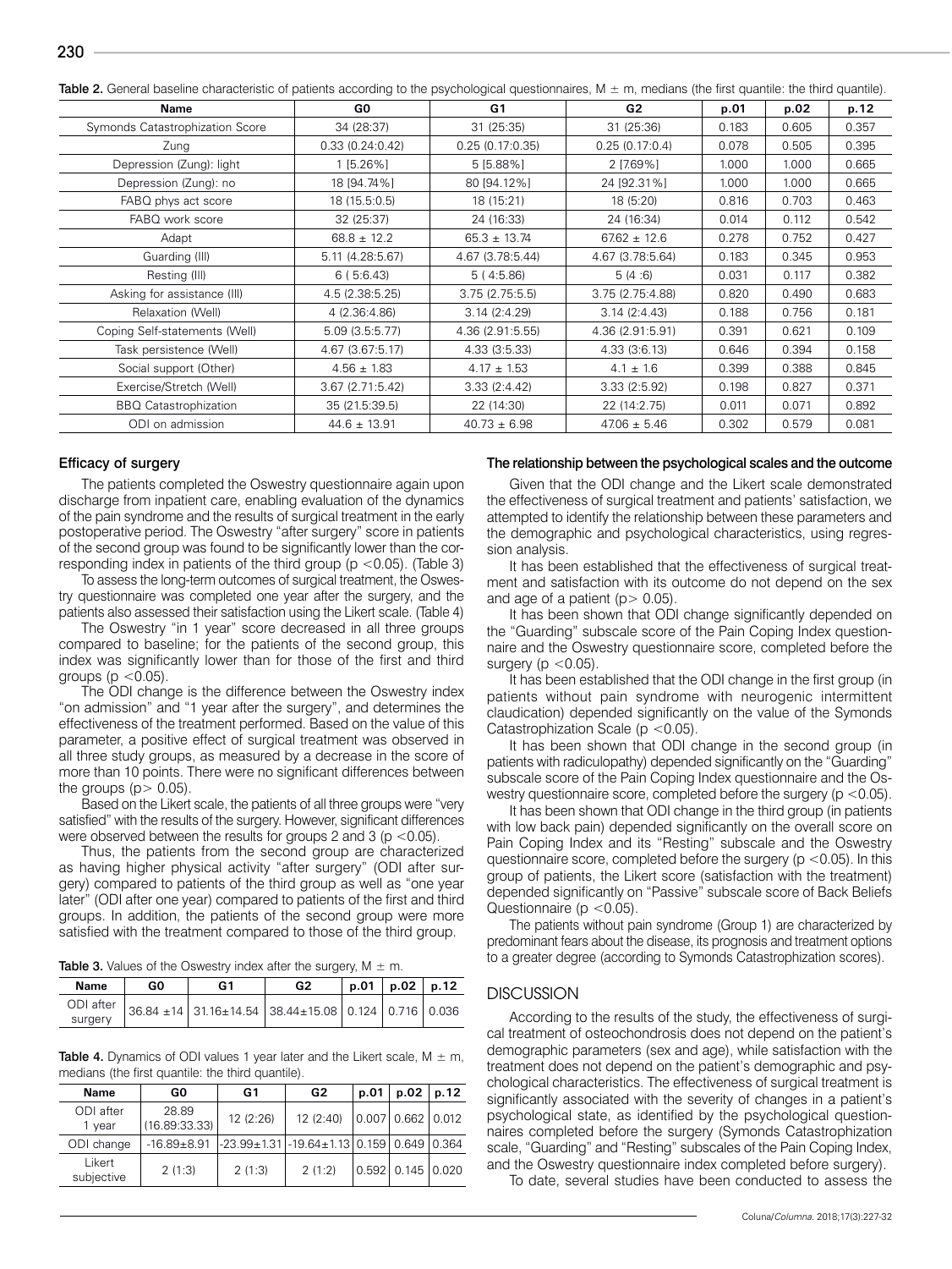**Table 2.** General baseline characteristic of patients according to the psychological questionnaires, M ± m, medians (the first quantile: the third quantile).

| Name | G0 | G1 | G2 | p.01 | p.02 | p.12 |
|---|---|---|---|---|---|---|
| Symonds Catastrophization Score | 34 (28:37) | 31 (25:35) | 31 (25:36) | 0.183 | 0.605 | 0.357 |
| Zung | 0.33 (0.24:0.42) | 0.25 (0.17:0.35) | 0.25 (0.17:0.4) | 0.078 | 0.505 | 0.395 |
| Depression (Zung): light | 1 [5.26%] | 5 [5.88%] | 2 [7.69%] | 1.000 | 1.000 | 0.665 |
| Depression (Zung): no | 18 [94.74%] | 80 [94.12%] | 24 [92.31%] | 1.000 | 1.000 | 0.665 |
| FABQ phys act score | 18 (15.5:0.5) | 18 (15:21) | 18 (5:20) | 0.816 | 0.703 | 0.463 |
| FABQ work score | 32 (25:37) | 24 (16:33) | 24 (16:34) | 0.014 | 0.112 | 0.542 |
| Adapt | 68.8 ± 12.2 | 65.3 ± 13.74 | 67.62 ± 12.6 | 0.278 | 0.752 | 0.427 |
| Guarding (Ill) | 5.11 (4.28:5.67) | 4.67 (3.78:5.44) | 4.67 (3.78:5.64) | 0.183 | 0.345 | 0.953 |
| Resting (Ill) | 6 ( 5:6.43) | 5 ( 4:5.86) | 5 (4 :6) | 0.031 | 0.117 | 0.382 |
| Asking for assistance (Ill) | 4.5 (2.38:5.25) | 3.75 (2.75:5.5) | 3.75 (2.75:4.88) | 0.820 | 0.490 | 0.683 |
| Relaxation (Well) | 4 (2.36:4.86) | 3.14 (2:4.29) | 3.14 (2:4.43) | 0.188 | 0.756 | 0.181 |
| Coping Self-statements (Well) | 5.09 (3.5:5.77) | 4.36 (2.91:5.55) | 4.36 (2.91:5.91) | 0.391 | 0.621 | 0.109 |
| Task persistence (Well) | 4.67 (3.67:5.17) | 4.33 (3:5.33) | 4.33 (3:6.13) | 0.646 | 0.394 | 0.158 |
| Social support (Other) | 4.56 ± 1.83 | 4.17 ± 1.53 | 4.1 ± 1.6 | 0.399 | 0.388 | 0.845 |
| Exercise/Stretch (Well) | 3.67 (2.71:5.42) | 3.33 (2:4.42) | 3.33 (2:5.92) | 0.198 | 0.827 | 0.371 |
| BBQ Catastrophization | 35 (21.5:39.5) | 22 (14:30) | 22 (14:2.75) | 0.011 | 0.071 | 0.892 |
| ODI on admission | 44.6 ± 13.91 | 40.73 ± 6.98 | 47.06 ± 5.46 | 0.302 | 0.579 | 0.081 |

### Efficacy of surgery

The patients completed the Oswestry questionnaire again upon discharge from inpatient care, enabling evaluation of the dynamics of the pain syndrome and the results of surgical treatment in the early postoperative period. The Oswestry "after surgery" score in patients of the second group was found to be significantly lower than the corresponding index in patients of the third group ($p < 0.05$). (Table 3)

To assess the long-term outcomes of surgical treatment, the Oswestry questionnaire was completed one year after the surgery, and the patients also assessed their satisfaction using the Likert scale. (Table 4)

The Oswestry "in 1 year" score decreased in all three groups compared to baseline; for the patients of the second group, this index was significantly lower than for those of the first and third groups ($p < 0.05$).

The ODI change is the difference between the Oswestry index "on admission" and "1 year after the surgery", and determines the effectiveness of the treatment performed. Based on the value of this parameter, a positive effect of surgical treatment was observed in all three study groups, as measured by a decrease in the score of more than 10 points. There were no significant differences between the groups ($p > 0.05$).

Based on the Likert scale, the patients of all three groups were "very satisfied" with the results of the surgery. However, significant differences were observed between the results for groups 2 and 3 ($p < 0.05$).

Thus, the patients from the second group are characterized as having higher physical activity "after surgery" (ODI after surgery) compared to patients of the third group as well as "one year later" (ODI after one year) compared to patients of the first and third groups. In addition, the patients of the second group were more satisfied with the treatment compared to those of the third group.

**Table 3.** Values of the Oswestry index after the surgery, M ± m.

| Name | G0 | G1 | G2 | p.01 | p.02 | p.12 |
|---|---|---|---|---|---|---|
| ODI after surgery | 36.84 ±14 | 31.16±14.54 | 38.44±15.08 | 0.124 | 0.716 | 0.036 |

**Table 4.** Dynamics of ODI values 1 year later and the Likert scale, M ± m, medians (the first quantile: the third quantile).

| Name | G0 | G1 | G2 | p.01 | p.02 | p.12 |
|---|---|---|---|---|---|---|
| ODI after 1 year | 28.89 (16.89:33.33) | 12 (2:26) | 12 (2:40) | 0.007 | 0.662 | 0.012 |
| ODI change | -16.89±8.91 | -23.99±1.31 | -19.64±1.13 | 0.159 | 0.649 | 0.364 |
| Likert subjective | 2 (1:3) | 2 (1:3) | 2 (1:2) | 0.592 | 0.145 | 0.020 |

### The relationship between the psychological scales and the outcome

Given that the ODI change and the Likert scale demonstrated the effectiveness of surgical treatment and patients' satisfaction, we attempted to identify the relationship between these parameters and the demographic and psychological characteristics, using regression analysis.

It has been established that the effectiveness of surgical treatment and satisfaction with its outcome do not depend on the sex and age of a patient ($p > 0.05$).

It has been shown that ODI change significantly depended on the "Guarding" subscale score of the Pain Coping Index questionnaire and the Oswestry questionnaire score, completed before the surgery ($p < 0.05$).

It has been established that the ODI change in the first group (in patients without pain syndrome with neurogenic intermittent claudication) depended significantly on the value of the Symonds Catastrophization Scale ($p < 0.05$).

It has been shown that ODI change in the second group (in patients with radiculopathy) depended significantly on the "Guarding" subscale score of the Pain Coping Index questionnaire and the Oswestry questionnaire score, completed before the surgery ($p < 0.05$).

It has been shown that ODI change in the third group (in patients with low back pain) depended significantly on the overall score on Pain Coping Index and its "Resting" subscale and the Oswestry questionnaire score, completed before the surgery ($p < 0.05$). In this group of patients, the Likert score (satisfaction with the treatment) depended significantly on "Passive" subscale score of Back Beliefs Questionnaire ($p < 0.05$).

The patients without pain syndrome (Group 1) are characterized by predominant fears about the disease, its prognosis and treatment options to a greater degree (according to Symonds Catastrophization scores).

## DISCUSSION

According to the results of the study, the effectiveness of surgical treatment of osteochondrosis does not depend on the patient's demographic parameters (sex and age), while satisfaction with the treatment does not depend on the patient's demographic and psychological characteristics. The effectiveness of surgical treatment is significantly associated with the severity of changes in a patient's psychological state, as identified by the psychological questionnaires completed before the surgery (Symonds Catastrophization scale, "Guarding" and "Resting" subscales of the Pain Coping Index, and the Oswestry questionnaire index completed before surgery).

To date, several studies have been conducted to assess the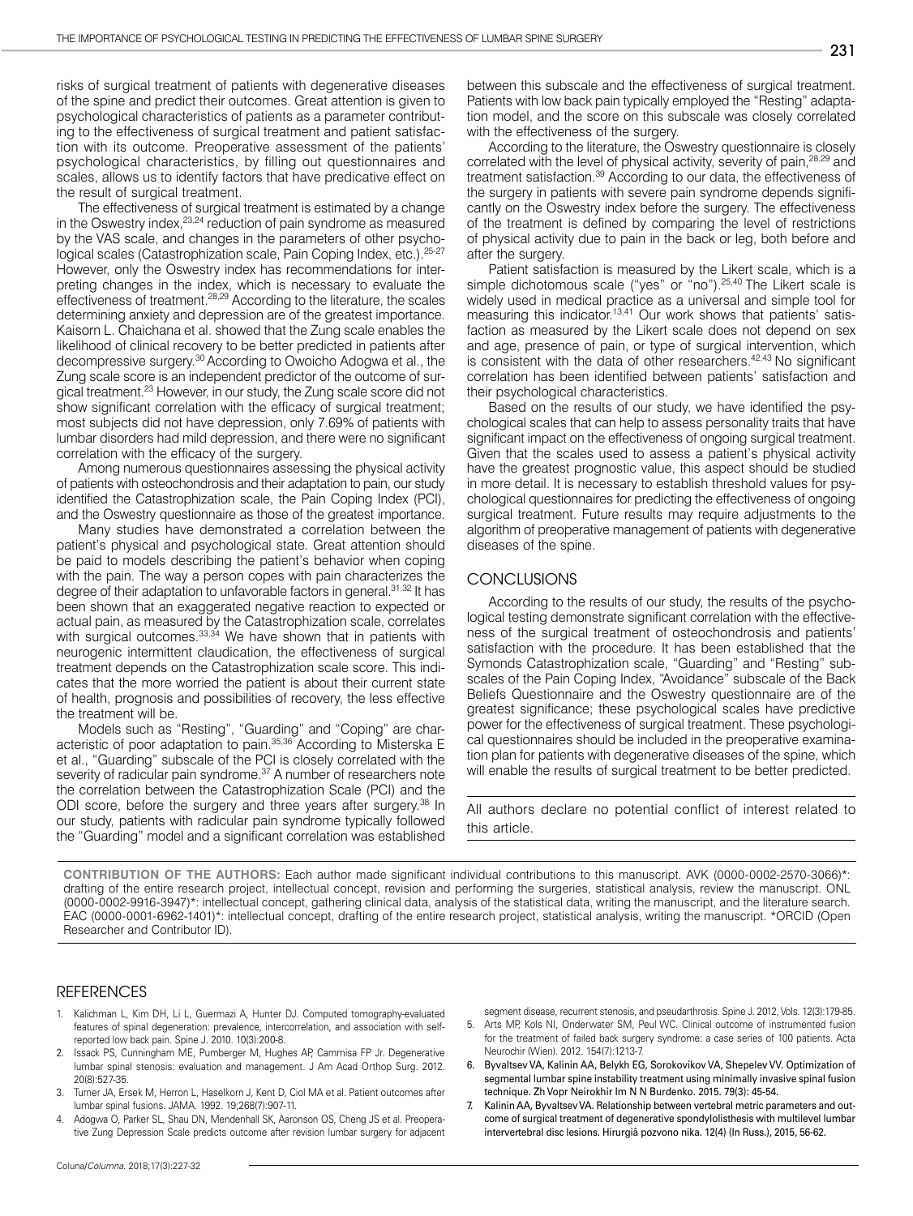risks of surgical treatment of patients with degenerative diseases of the spine and predict their outcomes. Great attention is given to psychological characteristics of patients as a parameter contributing to the effectiveness of surgical treatment and patient satisfaction with its outcome. Preoperative assessment of the patients' psychological characteristics, by filling out questionnaires and scales, allows us to identify factors that have predicative effect on the result of surgical treatment.

The effectiveness of surgical treatment is estimated by a change in the Oswestry index,[23,24] reduction of pain syndrome as measured by the VAS scale, and changes in the parameters of other psychological scales (Catastrophization scale, Pain Coping Index, etc.).[25-27] However, only the Oswestry index has recommendations for interpreting changes in the index, which is necessary to evaluate the effectiveness of treatment.[28,29] According to the literature, the scales determining anxiety and depression are of the greatest importance. Kaisorn L. Chaichana et al. showed that the Zung scale enables the likelihood of clinical recovery to be better predicted in patients after decompressive surgery.[30] According to Owoicho Adogwa et al., the Zung scale score is an independent predictor of the outcome of surgical treatment.[23] However, in our study, the Zung scale score did not show significant correlation with the efficacy of surgical treatment; most subjects did not have depression, only 7.69% of patients with lumbar disorders had mild depression, and there were no significant correlation with the efficacy of the surgery.

Among numerous questionnaires assessing the physical activity of patients with osteochondrosis and their adaptation to pain, our study identified the Catastrophization scale, the Pain Coping Index (PCI), and the Oswestry questionnaire as those of the greatest importance.

Many studies have demonstrated a correlation between the patient's physical and psychological state. Great attention should be paid to models describing the patient's behavior when coping with the pain. The way a person copes with pain characterizes the degree of their adaptation to unfavorable factors in general.[31,32] It has been shown that an exaggerated negative reaction to expected or actual pain, as measured by the Catastrophization scale, correlates with surgical outcomes.[33,34] We have shown that in patients with neurogenic intermittent claudication, the effectiveness of surgical treatment depends on the Catastrophization scale score. This indicates that the more worried the patient is about their current state of health, prognosis and possibilities of recovery, the less effective the treatment will be.

Models such as "Resting", "Guarding" and "Coping" are characteristic of poor adaptation to pain.[35,36] According to Misterska E et al., "Guarding" subscale of the PCI is closely correlated with the severity of radicular pain syndrome.[37] A number of researchers note the correlation between the Catastrophization Scale (PCI) and the ODI score, before the surgery and three years after surgery.[38] In our study, patients with radicular pain syndrome typically followed the "Guarding" model and a significant correlation was established between this subscale and the effectiveness of surgical treatment. Patients with low back pain typically employed the "Resting" adaptation model, and the score on this subscale was closely correlated with the effectiveness of the surgery.

According to the literature, the Oswestry questionnaire is closely correlated with the level of physical activity, severity of pain,[28,29] and treatment satisfaction.[39] According to our data, the effectiveness of the surgery in patients with severe pain syndrome depends significantly on the Oswestry index before the surgery. The effectiveness of the treatment is defined by comparing the level of restrictions of physical activity due to pain in the back or leg, both before and after the surgery.

Patient satisfaction is measured by the Likert scale, which is a simple dichotomous scale ("yes" or "no").[25,40] The Likert scale is widely used in medical practice as a universal and simple tool for measuring this indicator.[13,41] Our work shows that patients' satisfaction as measured by the Likert scale does not depend on sex and age, presence of pain, or type of surgical intervention, which is consistent with the data of other researchers.[42,43] No significant correlation has been identified between patients' satisfaction and their psychological characteristics.

Based on the results of our study, we have identified the psychological scales that can help to assess personality traits that have significant impact on the effectiveness of ongoing surgical treatment. Given that the scales used to assess a patient's physical activity have the greatest prognostic value, this aspect should be studied in more detail. It is necessary to establish threshold values for psychological questionnaires for predicting the effectiveness of ongoing surgical treatment. Future results may require adjustments to the algorithm of preoperative management of patients with degenerative diseases of the spine.

## CONCLUSIONS

According to the results of our study, the results of the psychological testing demonstrate significant correlation with the effectiveness of the surgical treatment of osteochondrosis and patients' satisfaction with the procedure. It has been established that the Symonds Catastrophization scale, "Guarding" and "Resting" subscales of the Pain Coping Index, "Avoidance" subscale of the Back Beliefs Questionnaire and the Oswestry questionnaire are of the greatest significance; these psychological scales have predictive power for the effectiveness of surgical treatment. These psychological questionnaires should be included in the preoperative examination plan for patients with degenerative diseases of the spine, which will enable the results of surgical treatment to be better predicted.

All authors declare no potential conflict of interest related to this article.

**CONTRIBUTION OF THE AUTHORS:** Each author made significant individual contributions to this manuscript. AVK (0000-0002-2570-3066)*: drafting of the entire research project, intellectual concept, revision and performing the surgeries, statistical analysis, review the manuscript. ONL (0000-0002-9916-3947)*: intellectual concept, gathering clinical data, analysis of the statistical data, writing the manuscript, and the literature search. EAC (0000-0001-6962-1401)*: intellectual concept, drafting of the entire research project, statistical analysis, writing the manuscript. *ORCID (Open Researcher and Contributor ID).

## REFERENCES

1. Kalichman L, Kim DH, Li L, Guermazi A, Hunter DJ. Computed tomography-evaluated features of spinal degeneration: prevalence, intercorrelation, and association with self-reported low back pain. Spine J. 2010. 10(3):200-8.
2. Issack PS, Cunningham ME, Pumberger M, Hughes AP, Cammisa FP Jr. Degenerative lumbar spinal stenosis: evaluation and management. J Am Acad Orthop Surg. 2012. 20(8):527-35.
3. Turner JA, Ersek M, Herron L, Haselkorn J, Kent D, Ciol MA et al. Patient outcomes after lumbar spinal fusions. JAMA. 1992. 19;268(7):907-11.
4. Adogwa O, Parker SL, Shau DN, Mendenhall SK, Aaronson OS, Cheng JS et al. Preoperative Zung Depression Scale predicts outcome after revision lumbar surgery for adjacent segment disease, recurrent stenosis, and pseudarthrosis. Spine J. 2012, Vols. 12(3):179-85.
5. Arts MP, Kols NI, Onderwater SM, Peul WC. Clinical outcome of instrumented fusion for the treatment of failed back surgery syndrome: a case series of 100 patients. Acta Neurochir (Wien). 2012. 154(7):1213-7.
6. Byvaltsev VA, Kalinin AA, Belykh EG, Sorokovikov VA, Shepelev VV. Optimization of segmental lumbar spine instability treatment using minimally invasive spinal fusion technique. Zh Vopr Neirokhir Im N N Burdenko. 2015. 79(3): 45-54.
7. Kalinin AA, Byvaltsev VA. Relationship between vertebral metric parameters and outcome of surgical treatment of degenerative spondylolisthesis with multilevel lumbar intervertebral disc lesions. Hirurgiâ pozvono nika. 12(4) (In Russ.), 2015, 56-62.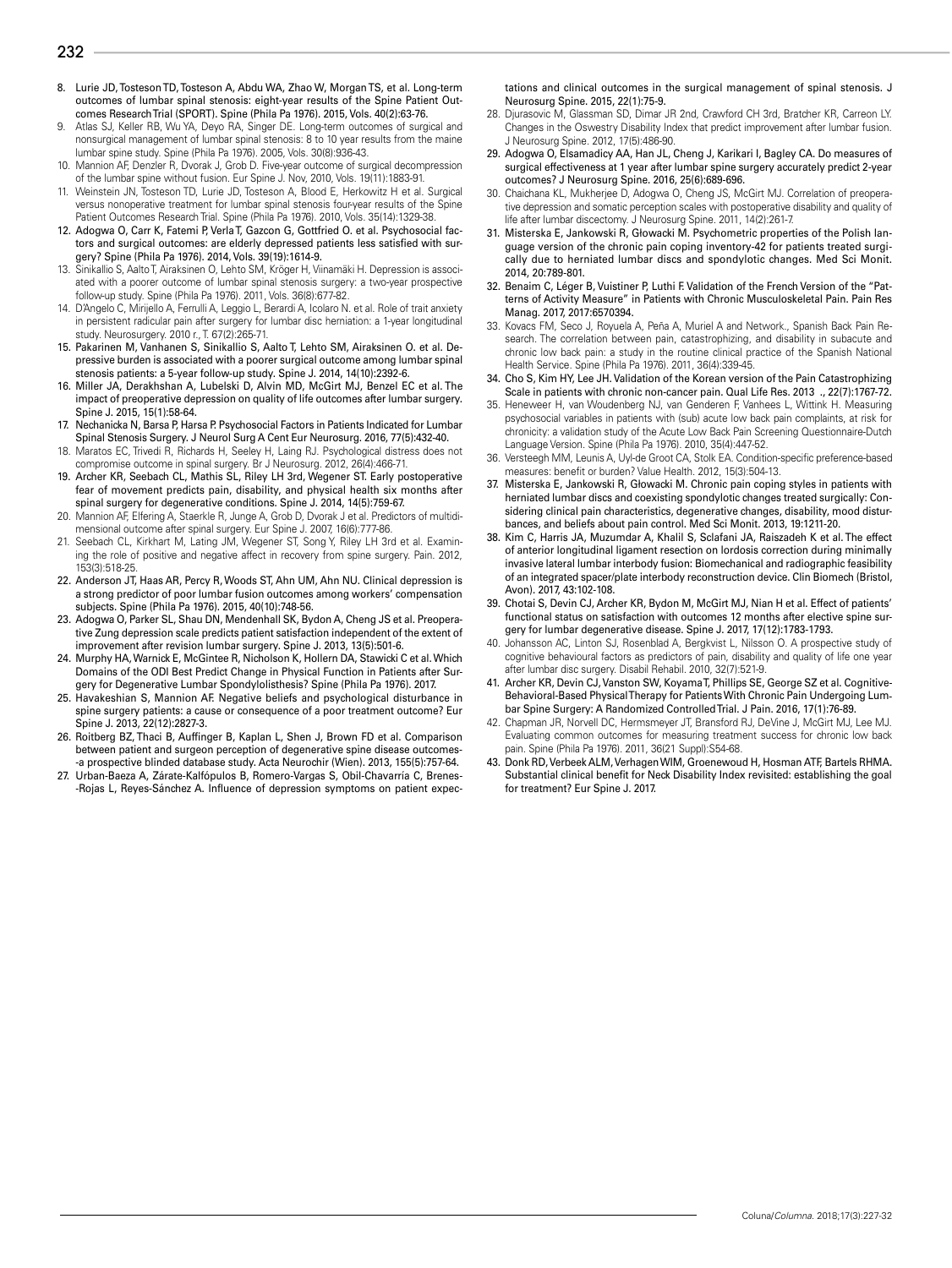8. Lurie JD, Tosteson TD, Tosteson A, Abdu WA, Zhao W, Morgan TS, et al. Long-term outcomes of lumbar spinal stenosis: eight-year results of the Spine Patient Outcomes Research Trial (SPORT). Spine (Phila Pa 1976). 2015, Vols. 40(2):63-76.
9. Atlas SJ, Keller RB, Wu YA, Deyo RA, Singer DE. Long-term outcomes of surgical and nonsurgical management of lumbar spinal stenosis: 8 to 10 year results from the maine lumbar spine study. Spine (Phila Pa 1976). 2005, Vols. 30(8):936-43.
10. Mannion AF, Denzler R, Dvorak J, Grob D. Five-year outcome of surgical decompression of the lumbar spine without fusion. Eur Spine J. Nov, 2010, Vols. 19(11):1883-91.
11. Weinstein JN, Tosteson TD, Lurie JD, Tosteson A, Blood E, Herkowitz H et al. Surgical versus nonoperative treatment for lumbar spinal stenosis four-year results of the Spine Patient Outcomes Research Trial. Spine (Phila Pa 1976). 2010, Vols. 35(14):1329-38.
12. Adogwa O, Carr K, Fatemi P, Verla T, Gazcon G, Gottfried O. et al. Psychosocial factors and surgical outcomes: are elderly depressed patients less satisfied with surgery? Spine (Phila Pa 1976). 2014, Vols. 39(19):1614-9.
13. Sinikallio S, Aalto T, Airaksinen O, Lehto SM, Kröger H, Viinamäki H. Depression is associated with a poorer outcome of lumbar spinal stenosis surgery: a two-year prospective follow-up study. Spine (Phila Pa 1976). 2011, Vols. 36(8):677-82.
14. D'Angelo C, Mirijello A, Ferrulli A, Leggio L, Berardi A, Icolaro N. et al. Role of trait anxiety in persistent radicular pain after surgery for lumbar disc herniation: a 1-year longitudinal study. Neurosurgery. 2010 r., T. 67(2):265-71.
15. Pakarinen M, Vanhanen S, Sinikallio S, Aalto T, Lehto SM, Airaksinen O. et al. Depressive burden is associated with a poorer surgical outcome among lumbar spinal stenosis patients: a 5-year follow-up study. Spine J. 2014, 14(10):2392-6.
16. Miller JA, Derakhshan A, Lubelski D, Alvin MD, McGirt MJ, Benzel EC et al. The impact of preoperative depression on quality of life outcomes after lumbar surgery. Spine J. 2015, 15(1):58-64.
17. Nechanicka N, Barsa P, Harsa P. Psychosocial Factors in Patients Indicated for Lumbar Spinal Stenosis Surgery. J Neurol Surg A Cent Eur Neurosurg. 2016, 77(5):432-40.
18. Maratos EC, Trivedi R, Richards H, Seeley H, Laing RJ. Psychological distress does not compromise outcome in spinal surgery. Br J Neurosurg. 2012, 26(4):466-71.
19. Archer KR, Seebach CL, Mathis SL, Riley LH 3rd, Wegener ST. Early postoperative fear of movement predicts pain, disability, and physical health six months after spinal surgery for degenerative conditions. Spine J. 2014, 14(5):759-67.
20. Mannion AF, Elfering A, Staerkle R, Junge A, Grob D, Dvorak J et al. Predictors of multidimensional outcome after spinal surgery. Eur Spine J. 2007, 16(6):777-86.
21. Seebach CL, Kirkhart M, Lating JM, Wegener ST, Song Y, Riley LH 3rd et al. Examining the role of positive and negative affect in recovery from spine surgery. Pain. 2012, 153(3):518-25.
22. Anderson JT, Haas AR, Percy R, Woods ST, Ahn UM, Ahn NU. Clinical depression is a strong predictor of poor lumbar fusion outcomes among workers' compensation subjects. Spine (Phila Pa 1976). 2015, 40(10):748-56.
23. Adogwa O, Parker SL, Shau DN, Mendenhall SK, Bydon A, Cheng JS et al. Preoperative Zung depression scale predicts patient satisfaction independent of the extent of improvement after revision lumbar surgery. Spine J. 2013, 13(5):501-6.
24. Murphy HA, Warnick E, McGintee R, Nicholson K, Hollern DA, Stawicki C et al. Which Domains of the ODI Best Predict Change in Physical Function in Patients after Surgery for Degenerative Lumbar Spondylolisthesis? Spine (Phila Pa 1976). 2017.
25. Havakeshian S, Mannion AF. Negative beliefs and psychological disturbance in spine surgery patients: a cause or consequence of a poor treatment outcome? Eur Spine J. 2013, 22(12):2827-3.
26. Roitberg BZ, Thaci B, Auffinger B, Kaplan L, Shen J, Brown FD et al. Comparison between patient and surgeon perception of degenerative spine disease outcomes--a prospective blinded database study. Acta Neurochir (Wien). 2013, 155(5):757-64.
27. Urban-Baeza A, Zárate-Kalfópulos B, Romero-Vargas S, Obil-Chavarría C, Brenes--Rojas L, Reyes-Sánchez A. Influence of depression symptoms on patient expectations and clinical outcomes in the surgical management of spinal stenosis. J Neurosurg Spine. 2015, 22(1):75-9.
28. Djurasovic M, Glassman SD, Dimar JR 2nd, Crawford CH 3rd, Bratcher KR, Carreon LY. Changes in the Oswestry Disability Index that predict improvement after lumbar fusion. J Neurosurg Spine. 2012, 17(5):486-90.
29. Adogwa O, Elsamadicy AA, Han JL, Cheng J, Karikari I, Bagley CA. Do measures of surgical effectiveness at 1 year after lumbar spine surgery accurately predict 2-year outcomes? J Neurosurg Spine. 2016, 25(6):689-696.
30. Chaichana KL, Mukherjee D, Adogwa O, Cheng JS, McGirt MJ. Correlation of preoperative depression and somatic perception scales with postoperative disability and quality of life after lumbar discectomy. J Neurosurg Spine. 2011, 14(2):261-7.
31. Misterska E, Jankowski R, Głowacki M. Psychometric properties of the Polish language version of the chronic pain coping inventory-42 for patients treated surgically due to herniated lumbar discs and spondylotic changes. Med Sci Monit. 2014, 20:789-801.
32. Benaim C, Léger B, Vuistiner P, Luthi F. Validation of the French Version of the "Patterns of Activity Measure" in Patients with Chronic Musculoskeletal Pain. Pain Res Manag. 2017, 2017:6570394.
33. Kovacs FM, Seco J, Royuela A, Peña A, Muriel A and Network., Spanish Back Pain Research. The correlation between pain, catastrophizing, and disability in subacute and chronic low back pain: a study in the routine clinical practice of the Spanish National Health Service. Spine (Phila Pa 1976). 2011, 36(4):339-45.
34. Cho S, Kim HY, Lee JH. Validation of the Korean version of the Pain Catastrophizing Scale in patients with chronic non-cancer pain. Qual Life Res. 2013 ., 22(7):1767-72.
35. Heneweer H, van Woudenberg NJ, van Genderen F, Vanhees L, Wittink H. Measuring psychosocial variables in patients with (sub) acute low back pain complaints, at risk for chronicity: a validation study of the Acute Low Back Pain Screening Questionnaire-Dutch Language Version. Spine (Phila Pa 1976). 2010, 35(4):447-52.
36. Versteegh MM, Leunis A, Uyl-de Groot CA, Stolk EA. Condition-specific preference-based measures: benefit or burden? Value Health. 2012, 15(3):504-13.
37. Misterska E, Jankowski R, Głowacki M. Chronic pain coping styles in patients with herniated lumbar discs and coexisting spondylotic changes treated surgically: Considering clinical pain characteristics, degenerative changes, disability, mood disturbances, and beliefs about pain control. Med Sci Monit. 2013, 19:1211-20.
38. Kim C, Harris JA, Muzumdar A, Khalil S, Sclafani JA, Raiszadeh K et al. The effect of anterior longitudinal ligament resection on lordosis correction during minimally invasive lateral lumbar interbody fusion: Biomechanical and radiographic feasibility of an integrated spacer/plate interbody reconstruction device. Clin Biomech (Bristol, Avon). 2017, 43:102-108.
39. Chotai S, Devin CJ, Archer KR, Bydon M, McGirt MJ, Nian H et al. Effect of patients' functional status on satisfaction with outcomes 12 months after elective spine surgery for lumbar degenerative disease. Spine J. 2017, 17(12):1783-1793.
40. Johansson AC, Linton SJ, Rosenblad A, Bergkvist L, Nilsson O. A prospective study of cognitive behavioural factors as predictors of pain, disability and quality of life one year after lumbar disc surgery. Disabil Rehabil. 2010, 32(7):521-9.
41. Archer KR, Devin CJ, Vanston SW, Koyama T, Phillips SE, George SZ et al. Cognitive-Behavioral-Based Physical Therapy for Patients With Chronic Pain Undergoing Lumbar Spine Surgery: A Randomized Controlled Trial. J Pain. 2016, 17(1):76-89.
42. Chapman JR, Norvell DC, Hermsmeyer JT, Bransford RJ, DeVine J, McGirt MJ, Lee MJ. Evaluating common outcomes for measuring treatment success for chronic low back pain. Spine (Phila Pa 1976). 2011, 36(21 Suppl):S54-68.
43. Donk RD, Verbeek ALM, Verhagen WIM, Groenewoud H, Hosman ATF, Bartels RHMA. Substantial clinical benefit for Neck Disability Index revisited: establishing the goal for treatment? Eur Spine J. 2017.